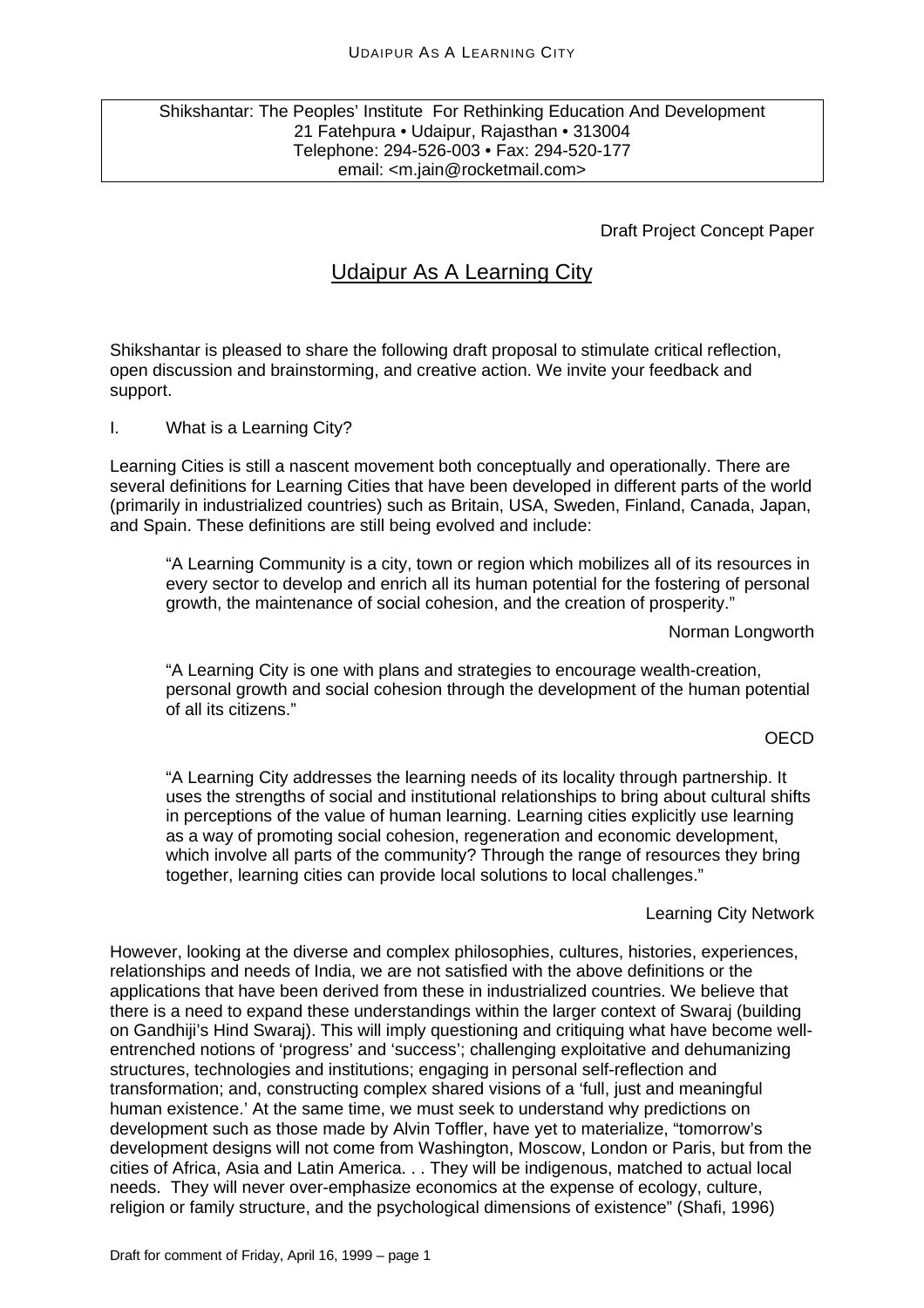Shikshantar: The Peoples' Institute For Rethinking Education And Development
21 Fatehpura • Udaipur, Rajasthan • 313004
Telephone: 294-526-003 • Fax: 294-520-177
email: <m.jain@rocketmail.com>

Draft Project Concept Paper

# Udaipur As A Learning City

Shikshantar is pleased to share the following draft proposal to stimulate critical reflection, open discussion and brainstorming, and creative action. We invite your feedback and support.

## I. What is a Learning City?

Learning Cities is still a nascent movement both conceptually and operationally. There are several definitions for Learning Cities that have been developed in different parts of the world (primarily in industrialized countries) such as Britain, USA, Sweden, Finland, Canada, Japan, and Spain. These definitions are still being evolved and include:

> "A Learning Community is a city, town or region which mobilizes all of its resources in every sector to develop and enrich all its human potential for the fostering of personal growth, the maintenance of social cohesion, and the creation of prosperity."
>
> Norman Longworth

> "A Learning City is one with plans and strategies to encourage wealth-creation, personal growth and social cohesion through the development of the human potential of all its citizens."
>
> OECD

> "A Learning City addresses the learning needs of its locality through partnership. It uses the strengths of social and institutional relationships to bring about cultural shifts in perceptions of the value of human learning. Learning cities explicitly use learning as a way of promoting social cohesion, regeneration and economic development, which involve all parts of the community? Through the range of resources they bring together, learning cities can provide local solutions to local challenges."
>
> Learning City Network

However, looking at the diverse and complex philosophies, cultures, histories, experiences, relationships and needs of India, we are not satisfied with the above definitions or the applications that have been derived from these in industrialized countries. We believe that there is a need to expand these understandings within the larger context of Swaraj (building on Gandhiji's Hind Swaraj). This will imply questioning and critiquing what have become well-entrenched notions of 'progress' and 'success'; challenging exploitative and dehumanizing structures, technologies and institutions; engaging in personal self-reflection and transformation; and, constructing complex shared visions of a 'full, just and meaningful human existence.' At the same time, we must seek to understand why predictions on development such as those made by Alvin Toffler, have yet to materialize, "tomorrow's development designs will not come from Washington, Moscow, London or Paris, but from the cities of Africa, Asia and Latin America. . . They will be indigenous, matched to actual local needs. They will never over-emphasize economics at the expense of ecology, culture, religion or family structure, and the psychological dimensions of existence" (Shafi, 1996)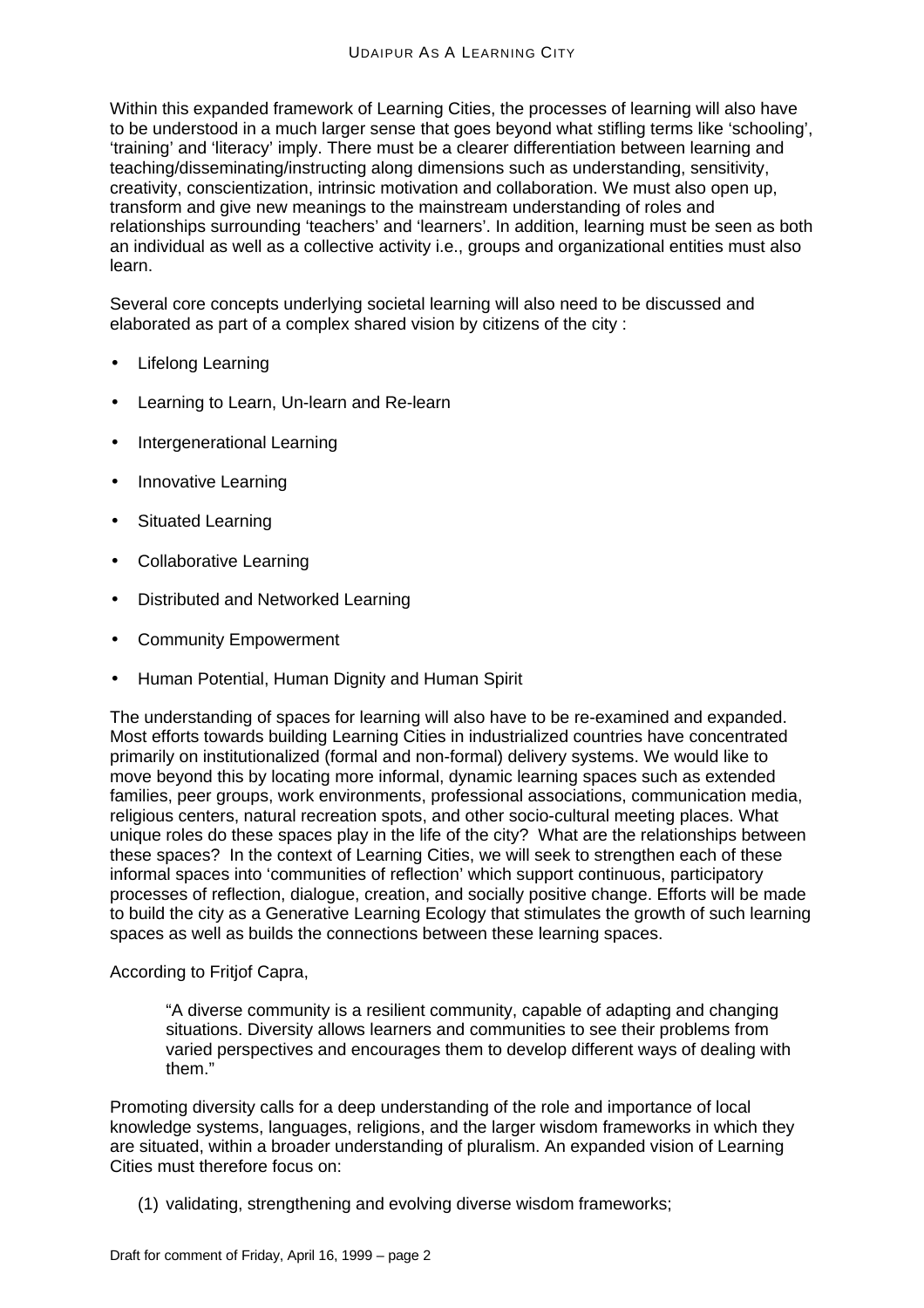Within this expanded framework of Learning Cities, the processes of learning will also have to be understood in a much larger sense that goes beyond what stifling terms like 'schooling', 'training' and 'literacy' imply. There must be a clearer differentiation between learning and teaching/disseminating/instructing along dimensions such as understanding, sensitivity, creativity, conscientization, intrinsic motivation and collaboration. We must also open up, transform and give new meanings to the mainstream understanding of roles and relationships surrounding 'teachers' and 'learners'. In addition, learning must be seen as both an individual as well as a collective activity i.e., groups and organizational entities must also learn.

Several core concepts underlying societal learning will also need to be discussed and elaborated as part of a complex shared vision by citizens of the city :

- Lifelong Learning
- Learning to Learn, Un-learn and Re-learn
- Intergenerational Learning
- Innovative Learning
- Situated Learning
- Collaborative Learning
- Distributed and Networked Learning
- Community Empowerment
- Human Potential, Human Dignity and Human Spirit

The understanding of spaces for learning will also have to be re-examined and expanded. Most efforts towards building Learning Cities in industrialized countries have concentrated primarily on institutionalized (formal and non-formal) delivery systems. We would like to move beyond this by locating more informal, dynamic learning spaces such as extended families, peer groups, work environments, professional associations, communication media, religious centers, natural recreation spots, and other socio-cultural meeting places. What unique roles do these spaces play in the life of the city? What are the relationships between these spaces? In the context of Learning Cities, we will seek to strengthen each of these informal spaces into 'communities of reflection' which support continuous, participatory processes of reflection, dialogue, creation, and socially positive change. Efforts will be made to build the city as a Generative Learning Ecology that stimulates the growth of such learning spaces as well as builds the connections between these learning spaces.

According to Fritjof Capra,

> "A diverse community is a resilient community, capable of adapting and changing situations. Diversity allows learners and communities to see their problems from varied perspectives and encourages them to develop different ways of dealing with them."

Promoting diversity calls for a deep understanding of the role and importance of local knowledge systems, languages, religions, and the larger wisdom frameworks in which they are situated, within a broader understanding of pluralism. An expanded vision of Learning Cities must therefore focus on:

(1) validating, strengthening and evolving diverse wisdom frameworks;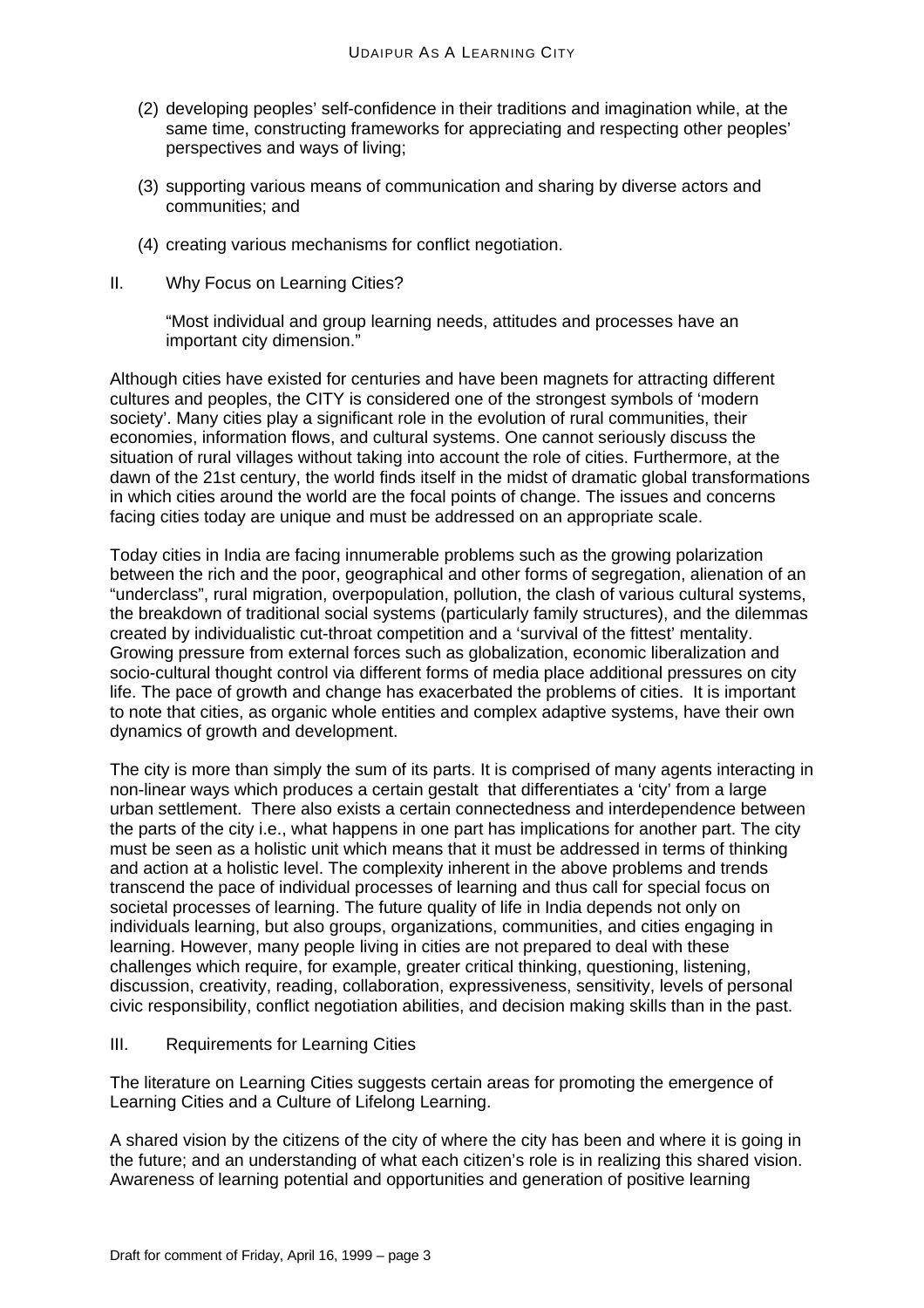(2) developing peoples' self-confidence in their traditions and imagination while, at the same time, constructing frameworks for appreciating and respecting other peoples' perspectives and ways of living;

(3) supporting various means of communication and sharing by diverse actors and communities; and

(4) creating various mechanisms for conflict negotiation.

## II. Why Focus on Learning Cities?

> "Most individual and group learning needs, attitudes and processes have an important city dimension."

Although cities have existed for centuries and have been magnets for attracting different cultures and peoples, the CITY is considered one of the strongest symbols of 'modern society'. Many cities play a significant role in the evolution of rural communities, their economies, information flows, and cultural systems. One cannot seriously discuss the situation of rural villages without taking into account the role of cities. Furthermore, at the dawn of the 21st century, the world finds itself in the midst of dramatic global transformations in which cities around the world are the focal points of change. The issues and concerns facing cities today are unique and must be addressed on an appropriate scale.

Today cities in India are facing innumerable problems such as the growing polarization between the rich and the poor, geographical and other forms of segregation, alienation of an "underclass", rural migration, overpopulation, pollution, the clash of various cultural systems, the breakdown of traditional social systems (particularly family structures), and the dilemmas created by individualistic cut-throat competition and a 'survival of the fittest' mentality. Growing pressure from external forces such as globalization, economic liberalization and socio-cultural thought control via different forms of media place additional pressures on city life. The pace of growth and change has exacerbated the problems of cities. It is important to note that cities, as organic whole entities and complex adaptive systems, have their own dynamics of growth and development.

The city is more than simply the sum of its parts. It is comprised of many agents interacting in non-linear ways which produces a certain gestalt that differentiates a 'city' from a large urban settlement. There also exists a certain connectedness and interdependence between the parts of the city i.e., what happens in one part has implications for another part. The city must be seen as a holistic unit which means that it must be addressed in terms of thinking and action at a holistic level. The complexity inherent in the above problems and trends transcend the pace of individual processes of learning and thus call for special focus on societal processes of learning. The future quality of life in India depends not only on individuals learning, but also groups, organizations, communities, and cities engaging in learning. However, many people living in cities are not prepared to deal with these challenges which require, for example, greater critical thinking, questioning, listening, discussion, creativity, reading, collaboration, expressiveness, sensitivity, levels of personal civic responsibility, conflict negotiation abilities, and decision making skills than in the past.

## III. Requirements for Learning Cities

The literature on Learning Cities suggests certain areas for promoting the emergence of Learning Cities and a Culture of Lifelong Learning.

A shared vision by the citizens of the city of where the city has been and where it is going in the future; and an understanding of what each citizen's role is in realizing this shared vision. Awareness of learning potential and opportunities and generation of positive learning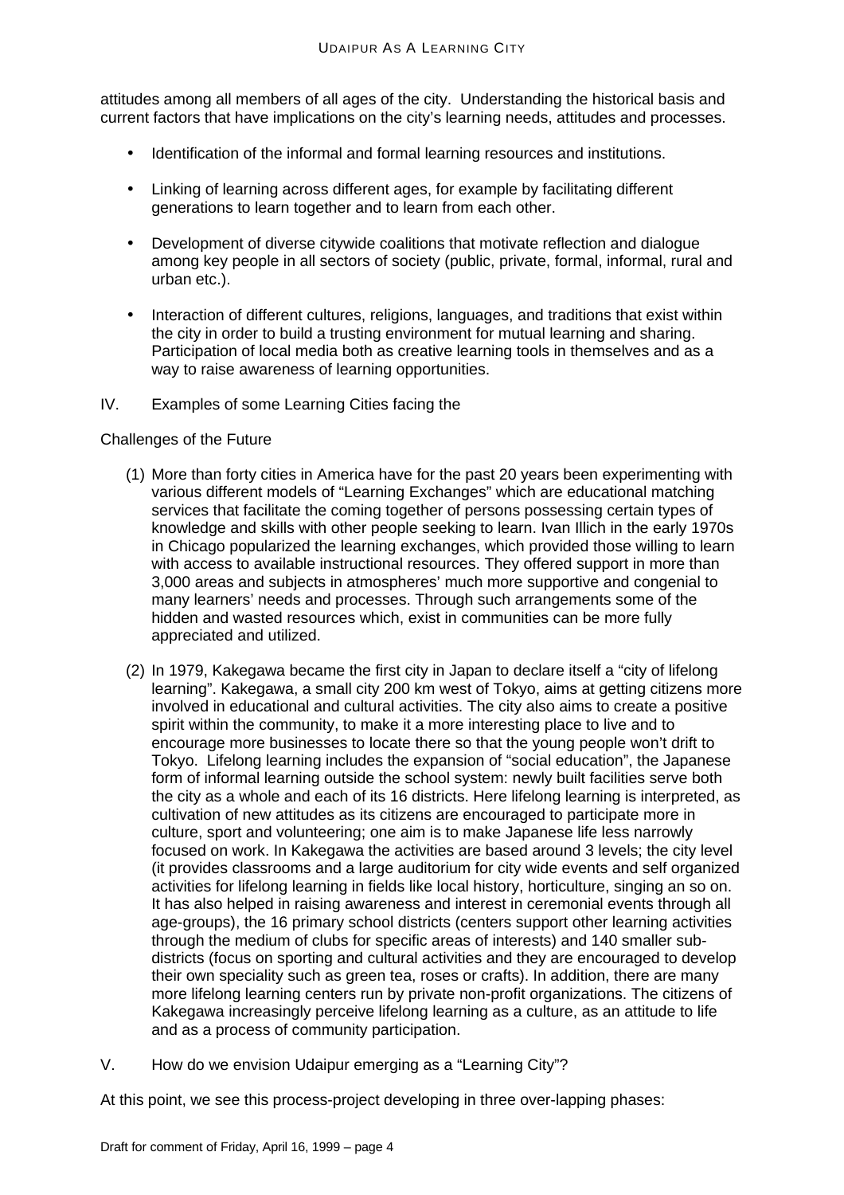attitudes among all members of all ages of the city. Understanding the historical basis and current factors that have implications on the city's learning needs, attitudes and processes.

- Identification of the informal and formal learning resources and institutions.
- Linking of learning across different ages, for example by facilitating different generations to learn together and to learn from each other.
- Development of diverse citywide coalitions that motivate reflection and dialogue among key people in all sectors of society (public, private, formal, informal, rural and urban etc.).
- Interaction of different cultures, religions, languages, and traditions that exist within the city in order to build a trusting environment for mutual learning and sharing. Participation of local media both as creative learning tools in themselves and as a way to raise awareness of learning opportunities.

## IV. Examples of some Learning Cities facing the

Challenges of the Future

(1) More than forty cities in America have for the past 20 years been experimenting with various different models of "Learning Exchanges" which are educational matching services that facilitate the coming together of persons possessing certain types of knowledge and skills with other people seeking to learn. Ivan Illich in the early 1970s in Chicago popularized the learning exchanges, which provided those willing to learn with access to available instructional resources. They offered support in more than 3,000 areas and subjects in atmospheres' much more supportive and congenial to many learners' needs and processes. Through such arrangements some of the hidden and wasted resources which, exist in communities can be more fully appreciated and utilized.

(2) In 1979, Kakegawa became the first city in Japan to declare itself a "city of lifelong learning". Kakegawa, a small city 200 km west of Tokyo, aims at getting citizens more involved in educational and cultural activities. The city also aims to create a positive spirit within the community, to make it a more interesting place to live and to encourage more businesses to locate there so that the young people won't drift to Tokyo. Lifelong learning includes the expansion of "social education", the Japanese form of informal learning outside the school system: newly built facilities serve both the city as a whole and each of its 16 districts. Here lifelong learning is interpreted, as cultivation of new attitudes as its citizens are encouraged to participate more in culture, sport and volunteering; one aim is to make Japanese life less narrowly focused on work. In Kakegawa the activities are based around 3 levels; the city level (it provides classrooms and a large auditorium for city wide events and self organized activities for lifelong learning in fields like local history, horticulture, singing an so on. It has also helped in raising awareness and interest in ceremonial events through all age-groups), the 16 primary school districts (centers support other learning activities through the medium of clubs for specific areas of interests) and 140 smaller sub-districts (focus on sporting and cultural activities and they are encouraged to develop their own speciality such as green tea, roses or crafts). In addition, there are many more lifelong learning centers run by private non-profit organizations. The citizens of Kakegawa increasingly perceive lifelong learning as a culture, as an attitude to life and as a process of community participation.

## V. How do we envision Udaipur emerging as a "Learning City"?

At this point, we see this process-project developing in three over-lapping phases: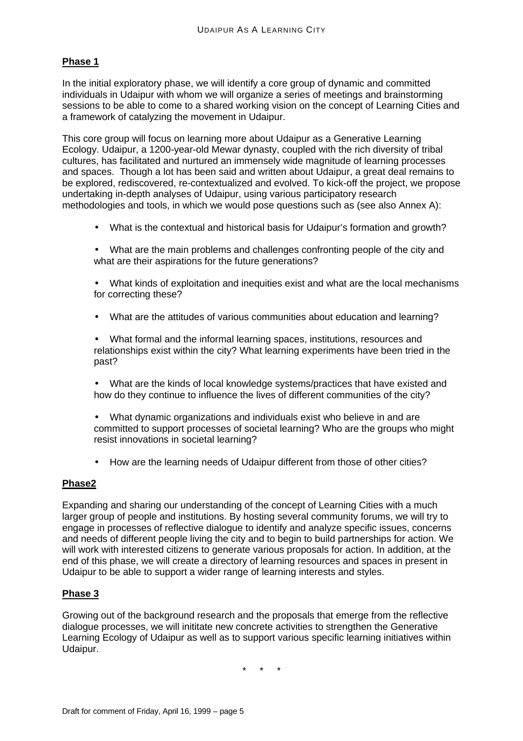**Phase 1**

In the initial exploratory phase, we will identify a core group of dynamic and committed individuals in Udaipur with whom we will organize a series of meetings and brainstorming sessions to be able to come to a shared working vision on the concept of Learning Cities and a framework of catalyzing the movement in Udaipur.

This core group will focus on learning more about Udaipur as a Generative Learning Ecology. Udaipur, a 1200-year-old Mewar dynasty, coupled with the rich diversity of tribal cultures, has facilitated and nurtured an immensely wide magnitude of learning processes and spaces. Though a lot has been said and written about Udaipur, a great deal remains to be explored, rediscovered, re-contextualized and evolved. To kick-off the project, we propose undertaking in-depth analyses of Udaipur, using various participatory research methodologies and tools, in which we would pose questions such as (see also Annex A):

- What is the contextual and historical basis for Udaipur's formation and growth?
- What are the main problems and challenges confronting people of the city and what are their aspirations for the future generations?
- What kinds of exploitation and inequities exist and what are the local mechanisms for correcting these?
- What are the attitudes of various communities about education and learning?
- What formal and the informal learning spaces, institutions, resources and relationships exist within the city? What learning experiments have been tried in the past?
- What are the kinds of local knowledge systems/practices that have existed and how do they continue to influence the lives of different communities of the city?
- What dynamic organizations and individuals exist who believe in and are committed to support processes of societal learning? Who are the groups who might resist innovations in societal learning?
- How are the learning needs of Udaipur different from those of other cities?

**Phase2**

Expanding and sharing our understanding of the concept of Learning Cities with a much larger group of people and institutions. By hosting several community forums, we will try to engage in processes of reflective dialogue to identify and analyze specific issues, concerns and needs of different people living the city and to begin to build partnerships for action. We will work with interested citizens to generate various proposals for action. In addition, at the end of this phase, we will create a directory of learning resources and spaces in present in Udaipur to be able to support a wider range of learning interests and styles.

**Phase 3**

Growing out of the background research and the proposals that emerge from the reflective dialogue processes, we will inititate new concrete activities to strengthen the Generative Learning Ecology of Udaipur as well as to support various specific learning initiatives within Udaipur.

\* \* \*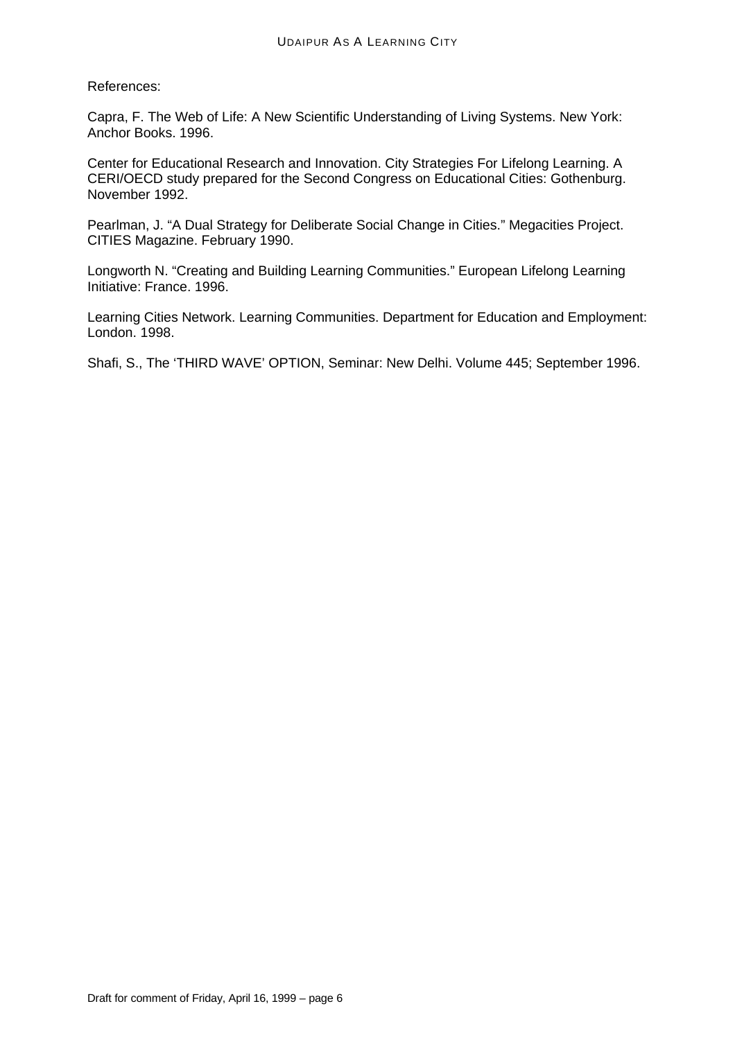References:

Capra, F. The Web of Life: A New Scientific Understanding of Living Systems. New York: Anchor Books. 1996.

Center for Educational Research and Innovation. City Strategies For Lifelong Learning. A CERI/OECD study prepared for the Second Congress on Educational Cities: Gothenburg. November 1992.

Pearlman, J. "A Dual Strategy for Deliberate Social Change in Cities." Megacities Project. CITIES Magazine. February 1990.

Longworth N. "Creating and Building Learning Communities." European Lifelong Learning Initiative: France. 1996.

Learning Cities Network. Learning Communities. Department for Education and Employment: London. 1998.

Shafi, S., The 'THIRD WAVE' OPTION, Seminar: New Delhi. Volume 445; September 1996.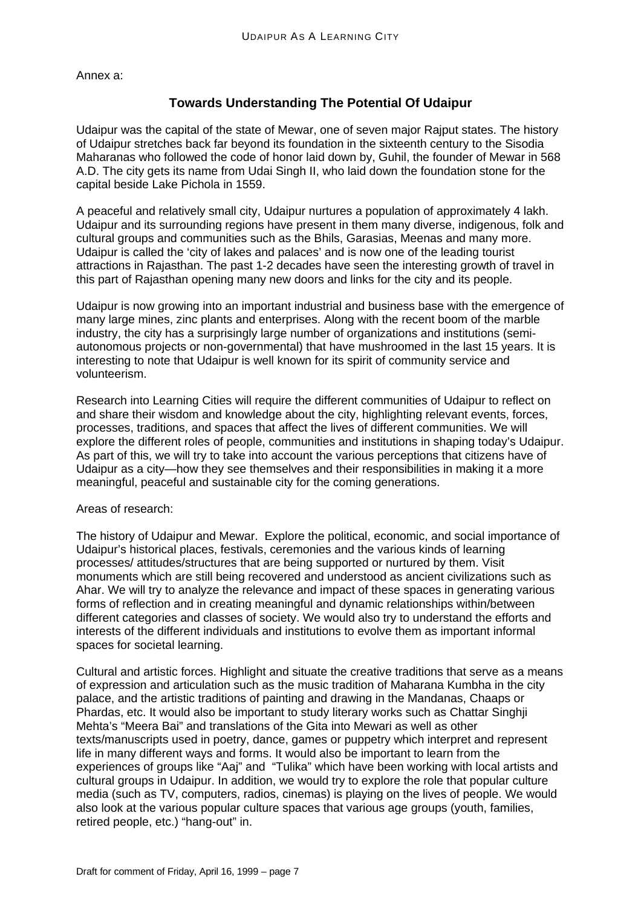Annex a:

## Towards Understanding The Potential Of Udaipur

Udaipur was the capital of the state of Mewar, one of seven major Rajput states. The history of Udaipur stretches back far beyond its foundation in the sixteenth century to the Sisodia Maharanas who followed the code of honor laid down by, Guhil, the founder of Mewar in 568 A.D. The city gets its name from Udai Singh II, who laid down the foundation stone for the capital beside Lake Pichola in 1559.

A peaceful and relatively small city, Udaipur nurtures a population of approximately 4 lakh. Udaipur and its surrounding regions have present in them many diverse, indigenous, folk and cultural groups and communities such as the Bhils, Garasias, Meenas and many more. Udaipur is called the 'city of lakes and palaces' and is now one of the leading tourist attractions in Rajasthan. The past 1-2 decades have seen the interesting growth of travel in this part of Rajasthan opening many new doors and links for the city and its people.

Udaipur is now growing into an important industrial and business base with the emergence of many large mines, zinc plants and enterprises. Along with the recent boom of the marble industry, the city has a surprisingly large number of organizations and institutions (semi-autonomous projects or non-governmental) that have mushroomed in the last 15 years. It is interesting to note that Udaipur is well known for its spirit of community service and volunteerism.

Research into Learning Cities will require the different communities of Udaipur to reflect on and share their wisdom and knowledge about the city, highlighting relevant events, forces, processes, traditions, and spaces that affect the lives of different communities. We will explore the different roles of people, communities and institutions in shaping today's Udaipur. As part of this, we will try to take into account the various perceptions that citizens have of Udaipur as a city—how they see themselves and their responsibilities in making it a more meaningful, peaceful and sustainable city for the coming generations.

Areas of research:

The history of Udaipur and Mewar. Explore the political, economic, and social importance of Udaipur's historical places, festivals, ceremonies and the various kinds of learning processes/ attitudes/structures that are being supported or nurtured by them. Visit monuments which are still being recovered and understood as ancient civilizations such as Ahar. We will try to analyze the relevance and impact of these spaces in generating various forms of reflection and in creating meaningful and dynamic relationships within/between different categories and classes of society. We would also try to understand the efforts and interests of the different individuals and institutions to evolve them as important informal spaces for societal learning.

Cultural and artistic forces. Highlight and situate the creative traditions that serve as a means of expression and articulation such as the music tradition of Maharana Kumbha in the city palace, and the artistic traditions of painting and drawing in the Mandanas, Chaaps or Phardas, etc. It would also be important to study literary works such as Chattar Singhji Mehta's "Meera Bai" and translations of the Gita into Mewari as well as other texts/manuscripts used in poetry, dance, games or puppetry which interpret and represent life in many different ways and forms. It would also be important to learn from the experiences of groups like "Aaj" and "Tulika" which have been working with local artists and cultural groups in Udaipur. In addition, we would try to explore the role that popular culture media (such as TV, computers, radios, cinemas) is playing on the lives of people. We would also look at the various popular culture spaces that various age groups (youth, families, retired people, etc.) "hang-out" in.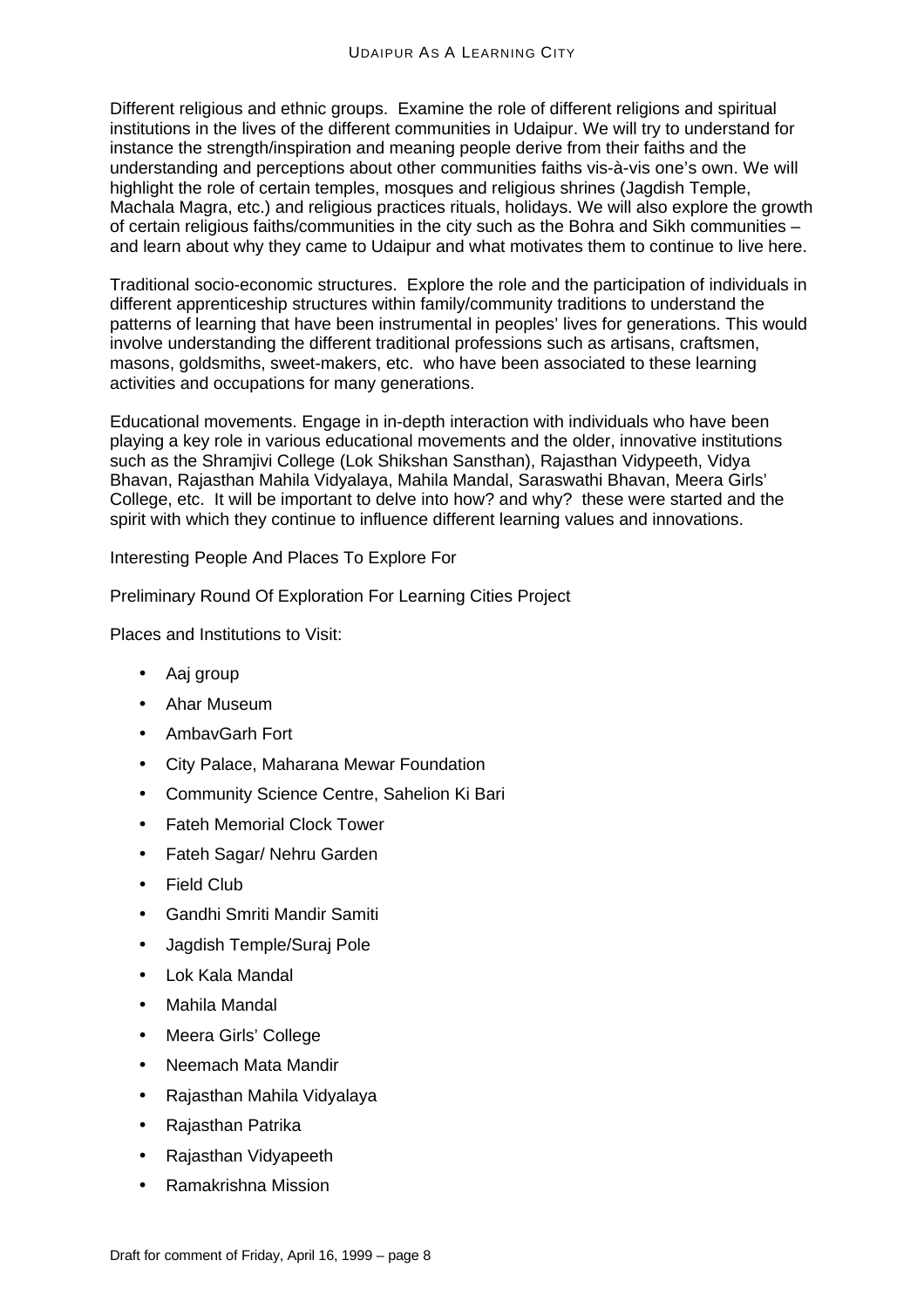Different religious and ethnic groups. Examine the role of different religions and spiritual institutions in the lives of the different communities in Udaipur. We will try to understand for instance the strength/inspiration and meaning people derive from their faiths and the understanding and perceptions about other communities faiths vis-à-vis one's own. We will highlight the role of certain temples, mosques and religious shrines (Jagdish Temple, Machala Magra, etc.) and religious practices rituals, holidays. We will also explore the growth of certain religious faiths/communities in the city such as the Bohra and Sikh communities – and learn about why they came to Udaipur and what motivates them to continue to live here.

Traditional socio-economic structures. Explore the role and the participation of individuals in different apprenticeship structures within family/community traditions to understand the patterns of learning that have been instrumental in peoples' lives for generations. This would involve understanding the different traditional professions such as artisans, craftsmen, masons, goldsmiths, sweet-makers, etc. who have been associated to these learning activities and occupations for many generations.

Educational movements. Engage in in-depth interaction with individuals who have been playing a key role in various educational movements and the older, innovative institutions such as the Shramjivi College (Lok Shikshan Sansthan), Rajasthan Vidypeeth, Vidya Bhavan, Rajasthan Mahila Vidyalaya, Mahila Mandal, Saraswathi Bhavan, Meera Girls' College, etc. It will be important to delve into how? and why? these were started and the spirit with which they continue to influence different learning values and innovations.

Interesting People And Places To Explore For

Preliminary Round Of Exploration For Learning Cities Project

Places and Institutions to Visit:

- Aaj group
- Ahar Museum
- AmbavGarh Fort
- City Palace, Maharana Mewar Foundation
- Community Science Centre, Sahelion Ki Bari
- Fateh Memorial Clock Tower
- Fateh Sagar/ Nehru Garden
- Field Club
- Gandhi Smriti Mandir Samiti
- Jagdish Temple/Suraj Pole
- Lok Kala Mandal
- Mahila Mandal
- Meera Girls' College
- Neemach Mata Mandir
- Rajasthan Mahila Vidyalaya
- Rajasthan Patrika
- Rajasthan Vidyapeeth
- Ramakrishna Mission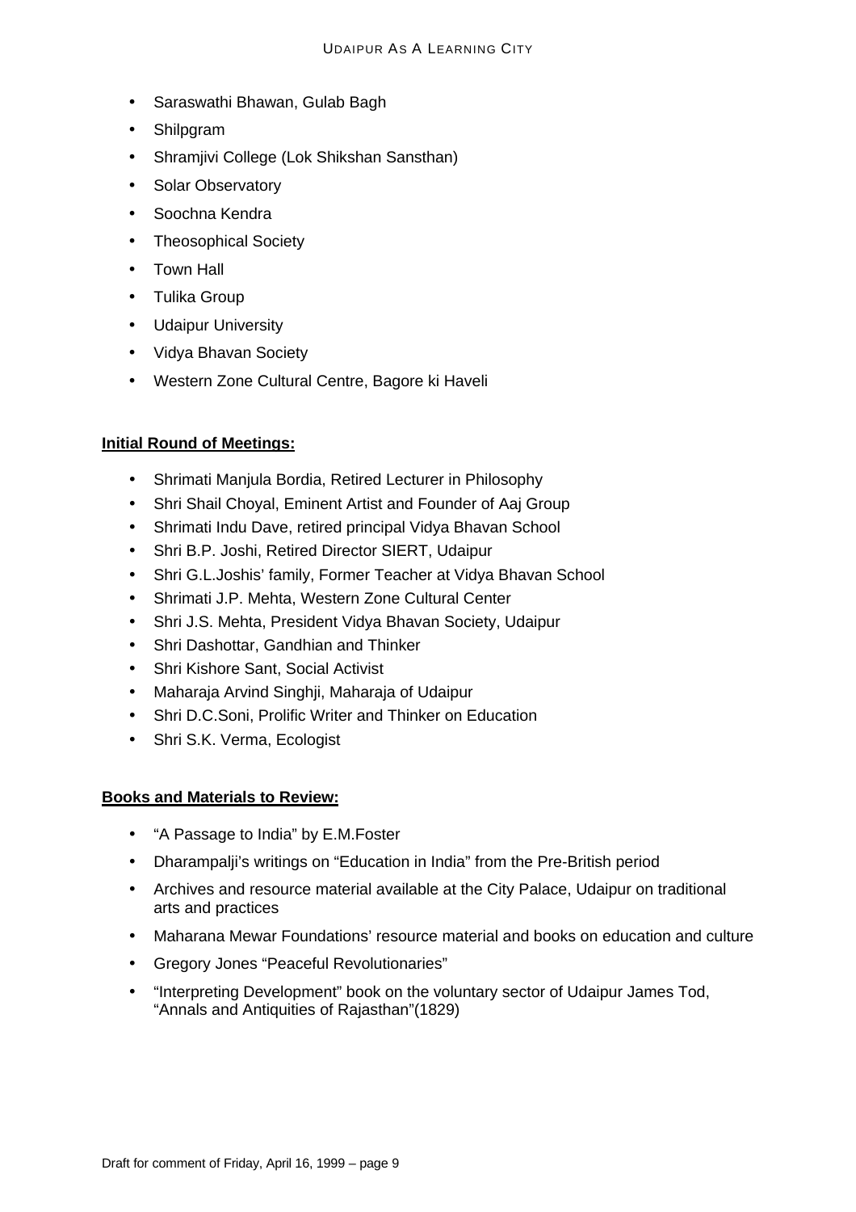- Saraswathi Bhawan, Gulab Bagh
- Shilpgram
- Shramjivi College (Lok Shikshan Sansthan)
- Solar Observatory
- Soochna Kendra
- Theosophical Society
- Town Hall
- Tulika Group
- Udaipur University
- Vidya Bhavan Society
- Western Zone Cultural Centre, Bagore ki Haveli

**Initial Round of Meetings:**

- Shrimati Manjula Bordia, Retired Lecturer in Philosophy
- Shri Shail Choyal, Eminent Artist and Founder of Aaj Group
- Shrimati Indu Dave, retired principal Vidya Bhavan School
- Shri B.P. Joshi, Retired Director SIERT, Udaipur
- Shri G.L.Joshis' family, Former Teacher at Vidya Bhavan School
- Shrimati J.P. Mehta, Western Zone Cultural Center
- Shri J.S. Mehta, President Vidya Bhavan Society, Udaipur
- Shri Dashottar, Gandhian and Thinker
- Shri Kishore Sant, Social Activist
- Maharaja Arvind Singhji, Maharaja of Udaipur
- Shri D.C.Soni, Prolific Writer and Thinker on Education
- Shri S.K. Verma, Ecologist

**Books and Materials to Review:**

- "A Passage to India" by E.M.Foster
- Dharampalji's writings on "Education in India" from the Pre-British period
- Archives and resource material available at the City Palace, Udaipur on traditional arts and practices
- Maharana Mewar Foundations' resource material and books on education and culture
- Gregory Jones "Peaceful Revolutionaries"
- "Interpreting Development" book on the voluntary sector of Udaipur James Tod, "Annals and Antiquities of Rajasthan"(1829)